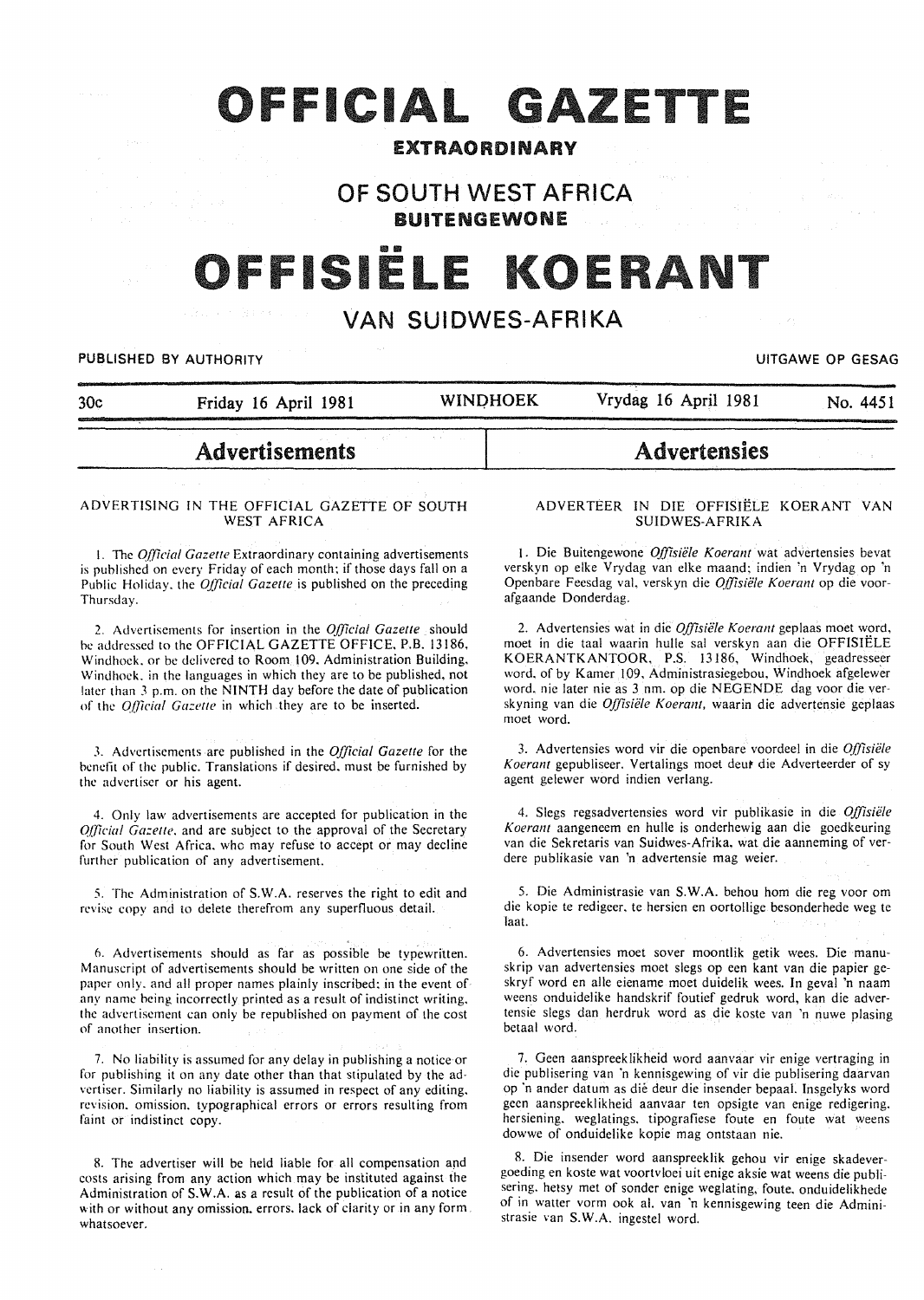# OFFICIAL GAZETTE

**EXTRAORDINARY**

## OF SOUTH WEST AFRICA

**BUITENGEWONE**

# OFFISIËLE KOERANT

## VAN SUIDWES-AFRIKA

PUBLISHED BY AUTHORITY — UITGAWE OP GESAG

30c — Friday 16 April 1981 — WINDHOEK — Vrydag 16 April 1981 — No. 4451

## Advertisements

ADVERTISING IN THE OFFICIAL GAZETTE OF SOUTH WEST AFRICA

1. The *Official Gazette* Extraordinary containing advertisements is published on every Friday of each month; if those days fall on a Public Holiday, the *Official Gazette* is published on the preceding Thursday.

2. Advertisements for insertion in the *Official Gazette* should be addressed to the OFFICIAL GAZETTE OFFICE, P.B. 13186, Windhoek, or be delivered to Room 109, Administration Building, Windhoek, in the languages in which they are to be published, not later than 3 p.m. on the NINTH day before the date of publication of the *Official Gazette* in which they are to be inserted.

3. Advertisements are published in the *Official Gazette* for the benefit of the public. Translations if desired, must be furnished by the advertiser or his agent.

4. Only law advertisements are accepted for publication in the *Official Gazette*, and are subject to the approval of the Secretary for South West Africa, who may refuse to accept or may decline further publication of any advertisement.

5. The Administration of S.W.A. reserves the right to edit and revise copy and to delete therefrom any superfluous detail.

6. Advertisements should as far as possible be typewritten. Manuscript of advertisements should be written on one side of the paper only, and all proper names plainly inscribed; in the event of any name being incorrectly printed as a result of indistinct writing, the advertisement can only be republished on payment of the cost of another insertion.

7. No liability is assumed for any delay in publishing a notice or for publishing it on any date other than that stipulated by the advertiser. Similarly no liability is assumed in respect of any editing, revision, omission, typographical errors or errors resulting from faint or indistinct copy.

8. The advertiser will be held liable for all compensation and costs arising from any action which may be instituted against the Administration of S.W.A. as a result of the publication of a notice with or without any omission, errors, lack of clarity or in any form whatsoever.

## Advertensies

ADVERTEER IN DIE OFFISIËLE KOERANT VAN SUIDWES-AFRIKA

1. Die Buitengewone *Offisiële Koerant* wat advertensies bevat verskyn op elke Vrydag van elke maand; indien 'n Vrydag op 'n Openbare Feesdag val, verskyn die *Offisiële Koerant* op die voorafgaande Donderdag.

2. Advertensies wat in die *Offisiële Koerant* geplaas moet word, moet in die taal waarin hulle sal verskyn aan die OFFISIËLE KOERANTKANTOOR, P.S. 13186, Windhoek, geadresseer word, of by Kamer 109, Administrasiegebou, Windhoek afgelewer word, nie later nie as 3 nm. op die NEGENDE dag voor die verskyning van die *Offisiële Koerant*, waarin die advertensie geplaas moet word.

3. Advertensies word vir die openbare voordeel in die *Offisiële Koerant* gepubliseer. Vertalings moet deur die Adverteerder of sy agent gelewer word indien verlang.

4. Slegs regsadvertensies word vir publikasie in die *Offisiële Koerant* aangeneem en hulle is onderhewig aan die goedkeuring van die Sekretaris van Suidwes-Afrika, wat die aanneming of verdere publikasie van 'n advertensie mag weier.

5. Die Administrasie van S.W.A. behou hom die reg voor om die kopie te redigeer, te hersien en oortollige besonderhede weg te laat.

6. Advertensies moet sover moontlik getik wees. Die manuskrip van advertensies moet slegs op een kant van die papier geskryf word en alle eiename moet duidelik wees. In geval 'n naam weens onduidelike handskrif foutief gedruk word, kan die advertensie slegs dan herdruk word as die koste van 'n nuwe plasing betaal word.

7. Geen aanspreeklikheid word aanvaar vir enige vertraging in die publisering van 'n kennisgewing of vir die publisering daarvan op 'n ander datum as die deur die insender bepaal. Insgelyks word geen aanspreeklikheid aanvaar ten opsigte van enige redigering, hersiening, weglatings, tipografiese foute en foute wat weens dowwe of onduidelike kopie mag ontstaan nie.

8. Die insender word aanspreeklik gehou vir enige skadevergoeding en koste wat voortvloei uit enige aksie wat weens die publisering, hetsy met of sonder enige weglating, foute, onduidelikhede of in watter vorm ook al, van 'n kennisgewing teen die Administrasie van S.W.A. ingestel word.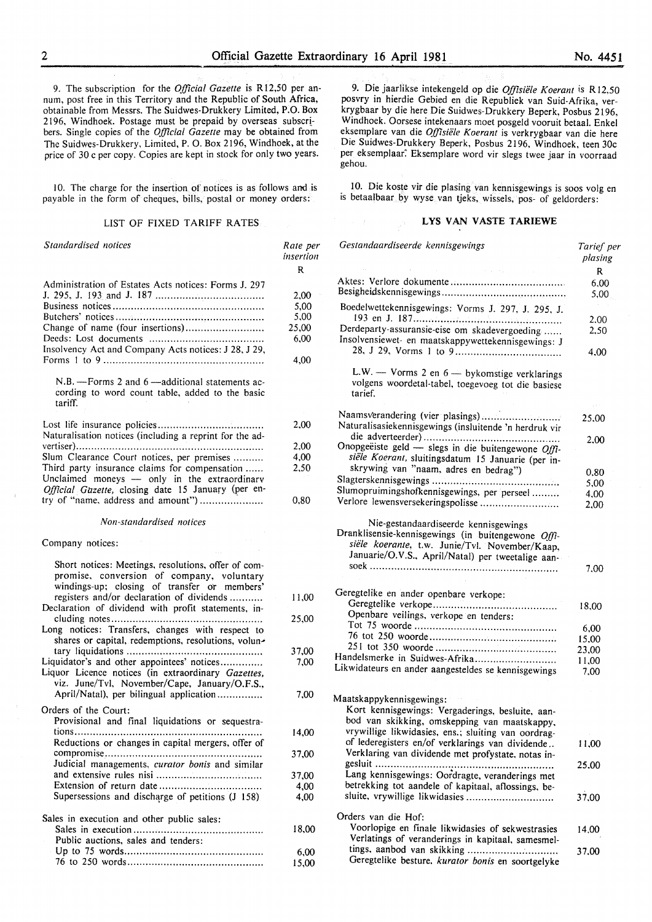9. The subscription for the *Official Gazette* is R12,50 per annum, post free in this Territory and the Republic of South Africa, obtainable from Messrs. The Suidwes-Drukkery Limited, P.O. Box 2196, Windhoek. Postage must be prepaid by overseas subscribers. Single copies of the *Official Gazette* may be obtained from The Suidwes-Drukkery, Limited, P. O. Box 2196, Windhoek, at the price of 30 c per copy. Copies are kept in stock for only two years.

10. The charge for the insertion of notices is as follows and is payable in the form of cheques, bills, postal or money orders:

### LIST OF FIXED TARIFF RATES

| *Standardised notices* | *Rate per insertion* |
|---|---|
| | R |
| Administration of Estates Acts notices: Forms J. 297 J. 295, J. 193 and J. 187 | 2,00 |
| Business notices | 5,00 |
| Butchers' notices | 5,00 |
| Change of name (four insertions) | 25,00 |
| Deeds: Lost documents | 6,00 |
| Insolvency Act and Company Acts notices: J 28, J 29, Forms 1 to 9 | 4,00 |
| N.B. —Forms 2 and 6 —additional statements according to word count table, added to the basic tariff. | |
| Lost life insurance policies | 2,00 |
| Naturalisation notices (including a reprint for the advertiser) | 2,00 |
| Slum Clearance Court notices, per premises | 4,00 |
| Third party insurance claims for compensation | 2,50 |
| Unclaimed moneys — only in the extraordinary *Official Gazette*, closing date 15 January (per entry of "name, address and amount") | 0,80 |

*Non-standardised notices*

| | |
|---|---|
| Company notices: | |
| Short notices: Meetings, resolutions, offer of compromise, conversion of company, voluntary windings-up; closing of transfer or members' registers and/or declaration of dividends | 11,00 |
| Declaration of dividend with profit statements, including notes | 25,00 |
| Long notices: Transfers, changes with respect to shares or capital, redemptions, resolutions, voluntary liquidations | 37,00 |
| Liquidator's and other appointees' notices | 7,00 |
| Liquor Licence notices (in extraordinary *Gazettes*, viz. June/Tvl, November/Cape, January/O.F.S., April/Natal), per bilingual application | 7,00 |
| Orders of the Court: | |
| Provisional and final liquidations or sequestrations | 14,00 |
| Reductions or changes in capital mergers, offer of compromise | 37,00 |
| Judicial managements, *curator bonis* and similar and extensive rules nisi | 37,00 |
| Extension of return date | 4,00 |
| Supersessions and discharge of petitions (J 158) | 4,00 |
| Sales in execution and other public sales: | |
| Sales in execution | 18,00 |
| Public auctions, sales and tenders: | |
| Up to 75 words | 6,00 |
| 76 to 250 words | 15,00 |

9. Die jaarlikse intekengeld op die *Offisiële Koerant* is R12,50 posvry in hierdie Gebied en die Republiek van Suid-Afrika, verkrygbaar by die here Die Suidwes-Drukkery Beperk, Posbus 2196, Windhoek. Oorsese intekenaars moet posgeld vooruit betaal. Enkel eksemplare van die *Offisiële Koerant* is verkrygbaar van die here Die Suidwes-Drukkery Beperk, Posbus 2196, Windhoek, teen 30c per eksemplaar. Eksemplare word vir slegs twee jaar in voorraad gehou.

10. Die koste vir die plasing van kennisgewings is soos volg en is betaalbaar by wyse van tjeks, wissels, pos- of geldorders:

### LYS VAN VASTE TARIEWE

| *Gestandaardiseerde kennisgewings* | *Tarief per plasing* |
|---|---|
| | R |
| Aktes: Verlore dokumente | 6,00 |
| Besigheidskennisgewings | 5,00 |
| Boedelwettekennisgewings: Vorms J. 297, J. 295, J. 193 en J. 187 | 2,00 |
| Derdeparty-assuransie-eise om skadevergoeding | 2,50 |
| Insolvensiewet- en maatskappywettekennisgewings: J 28, J 29, Vorms 1 to 9 | 4,00 |
| L.W. — Vorms 2 en 6 — bykomstige verklarings volgens woordetal-tabel, toegevoeg tot die basiese tarief. | |
| Naamsverandering (vier plasings) | 25,00 |
| Naturalisasiekennisgewings (insluitende 'n herdruk vir die adverteerder) | 2,00 |
| Onopgeëiste geld — slegs in die buitengewone *Offisiële Koerant*, sluitingsdatum 15 Januarie (per inskrywing van "naam, adres en bedrag") | 0,80 |
| Slagterskennisgewings | 5,00 |
| Slumopruimingshofkennisgewings, per perseel | 4,00 |
| Verlore lewensversekeringspolisse | 2,00 |

Nie-gestandaardiseerde kennisgewings

| | |
|---|---|
| Dranklisensie-kennisgewings (in buitengewone *Offisiële koerante*, t.w. Junie/Tvl. November/Kaap, Januarie/O.V.S., April/Natal) per tweetalige aansoek | 7,00 |
| Geregtelike en ander openbare verkope: | |
| Geregtelike verkope | 18,00 |
| Openbare veilings, verkope en tenders: | |
| Tot 75 woorde | 6,00 |
| 76 tot 250 woorde | 15,00 |
| 251 tot 350 woorde | 23,00 |
| Handelsmerke in Suidwes-Afrika | 11,00 |
| Likwidateurs en ander aangesteldes se kennisgewings | 7,00 |
| Maatskappykennisgewings: | |
| Kort kennisgewings: Vergaderings, besluite, aanbod van skikking, omskepping van maatskappy, vrywillige likwidasies, ens.; sluiting van oordrag- of lederegisters en/of verklarings van dividende | 11,00 |
| Verklaring van dividende met profystate, notas ingesluit | 25,00 |
| Lang kennisgewings: Oordragte, veranderings met betrekking tot aandele of kapitaal, aflossings, besluite, vrywillige likwidasies | 37,00 |
| Orders van die Hof: | |
| Voorlopige en finale likwidasies of sekwestrasies | 14,00 |
| Verlatings of veranderings in kapitaal, samesmeltings, aanbod van skikking | 37,00 |
| Geregtelike besture, *kurator bonis* en soortgelyke | |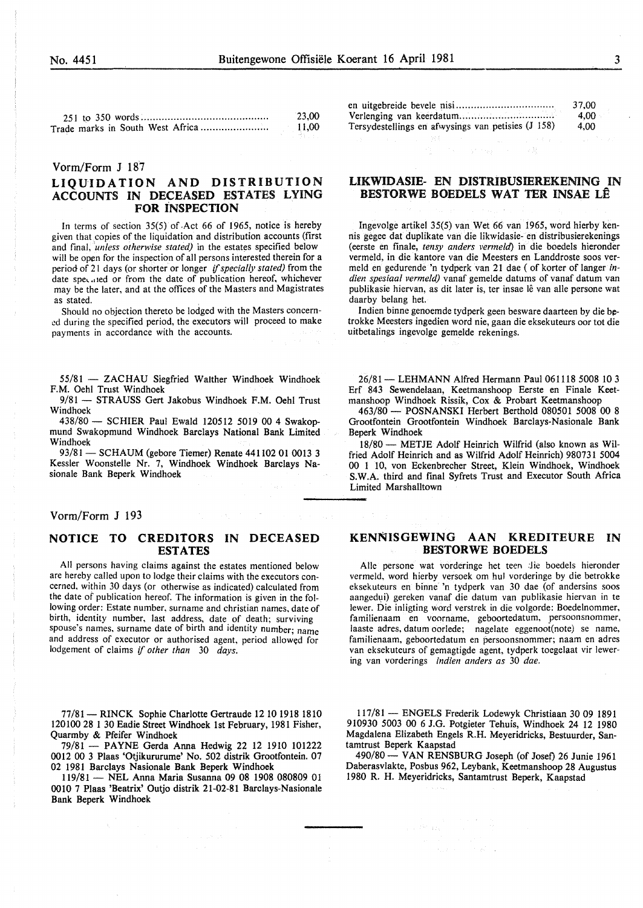| | |
|---|---|
| 251 to 350 words | 23,00 |
| Trade marks in South West Africa | 11,00 |

| | |
|---|---|
| en uitgebreide bevele nisi | 37,00 |
| Verlenging van keerdatum | 4,00 |
| Tersydestellings en afwysings van petisies (J 158) | 4,00 |

Vorm/Form J 187

## LIQUIDATION AND DISTRIBUTION ACCOUNTS IN DECEASED ESTATES LYING FOR INSPECTION

In terms of section 35(5) of Act 66 of 1965, notice is hereby given that copies of the liquidation and distribution accounts (first and final, *unless otherwise stated)* in the estates specified below will be open for the inspection of all persons interested therein for a period of 21 days (or shorter or longer *if specially stated)* from the date specified or from the date of publication hereof, whichever may be the later, and at the offices of the Masters and Magistrates as stated.

Should no objection thereto be lodged with the Masters concerned during the specified period, the executors will proceed to make payments in accordance with the accounts.

## LIKWIDASIE- EN DISTRIBUSIEREKENING IN BESTORWE BOEDELS WAT TER INSAE LÊ

Ingevolge artikel 35(5) van Wet 66 van 1965, word hierby kennis gegee dat duplikate van die likwidasie- en distribusierekenings (eerste en finale, *tensy anders vermeld)* in die boedels hieronder vermeld, in die kantore van die Meesters en Landdroste soos vermeld en gedurende 'n tydperk van 21 dae ( of korter of langer *indien spesiaal vermeld)* vanaf gemelde datums of vanaf datum van publikasie hiervan, as dit later is, ter insae lê van alle persone wat daarby belang het.

Indien binne genoemde tydperk geen besware daarteen by die betrokke Meesters ingedien word nie, gaan die eksekuteurs oor tot die uitbetalings ingevolge gemelde rekenings.

55/81 — ZACHAU Siegfried Walther Windhoek Windhoek F.M. Oehl Trust Windhoek

9/81 — STRAUSS Gert Jakobus Windhoek F.M. Oehl Trust Windhoek

438/80 — SCHIER Paul Ewald 120512 5019 00 4 Swakopmund Swakopmund Windhoek Barclays National Bank Limited Windhoek

93/81 — SCHAUM (gebore Tiemer) Renate 441102 01 0013 3 Kessler Woonstelle Nr. 7, Windhoek Windhoek Barclays Nasionale Bank Beperk Windhoek

26/81 — LEHMANN Alfred Hermann Paul 061118 5008 10 3 Erf 843 Sewendelaan, Keetmanshoop Eerste en Finale Keetmanshoop Windhoek Rissik, Cox & Probart Keetmanshoop

463/80 — POSNANSKI Herbert Berthold 080501 5008 00 8 Grootfontein Grootfontein Windhoek Barclays-Nasionale Bank Beperk Windhoek

18/80 — METJE Adolf Heinrich Wilfrid (also known as Wilfried Adolf Heinrich and as Wilfrid Adolf Heinrich) 980731 5004 00 1 10, von Eckenbrecher Street, Klein Windhoek, Windhoek S.W.A. third and final Syfrets Trust and Executor South Africa Limited Marshalltown

Vorm/Form J 193

## NOTICE TO CREDITORS IN DECEASED ESTATES

All persons having claims against the estates mentioned below are hereby called upon to lodge their claims with the executors concerned, within 30 days (or otherwise as indicated) calculated from the date of publication hereof. The information is given in the following order: Estate number, surname and christian names, date of birth, identity number, last address, date of death; surviving spouse's names, surname date of birth and identity number; name and address of executor or authorised agent, period allowed for lodgement of claims *if other than 30 days.*

## KENNISGEWING AAN KREDITEURE IN BESTORWE BOEDELS

Alle persone wat vorderinge het teen die boedels hieronder vermeld, word hierby versoek om hul vorderinge by die betrokke eksekuteurs en binne 'n tydperk van 30 dae (of andersins soos aangedui) gereken vanaf die datum van publikasie hiervan in te lewer. Die inligting word verstrek in die volgorde: Boedelnommer, familienaam en voorname, geboortedatum, persoonsnommer, laaste adres, datum oorlede; nagelate eggenoot(note) se name, familienaam, geboortedatum en persoonsnommer; naam en adres van eksekuteurs of gemagtigde agent, tydperk toegelaat vir lewering van vorderings *indien anders as 30 dae.*

77/81 — RINCK Sophie Charlotte Gertraude 12 10 1918 1810 120100 28 1 30 Eadie Street Windhoek 1st February, 1981 Fisher, Quarmby & Pfeifer Windhoek

79/81 — PAYNE Gerda Anna Hedwig 22 12 1910 101222 0012 00 3 Plaas 'Otjikururume' No. 502 distrik Grootfontein. 07 02 1981 Barclays Nasionale Bank Beperk Windhoek

119/81 — NEL Anna Maria Susanna 09 08 1908 080809 01 0010 7 Plaas 'Beatrix' Outjo distrik 21-02-81 Barclays-Nasionale Bank Beperk Windhoek

117/81 — ENGELS Frederik Lodewyk Christiaan 30 09 1891 910930 5003 00 6 J.G. Potgieter Tehuis, Windhoek 24 12 1980 Magdalena Elizabeth Engels R.H. Meyeridricks, Bestuurder, Santamtrust Beperk Kaapstad

490/80 — VAN RENSBURG Joseph (of Josef) 26 Junie 1961 Daberasvlakte, Posbus 962, Leybank, Keetmanshoop 28 Augustus 1980 R. H. Meyeridricks, Santamtrust Beperk, Kaapstad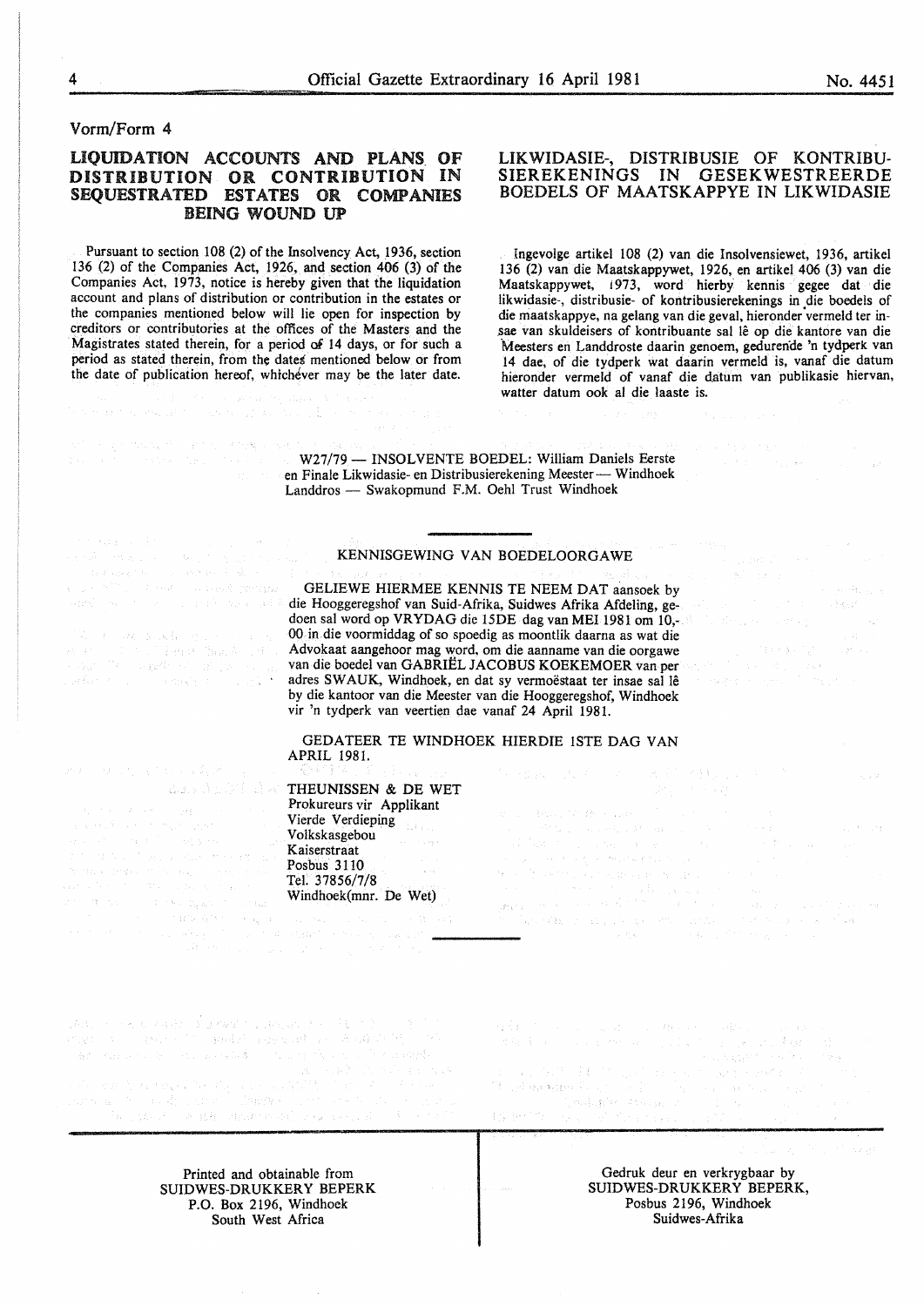Vorm/Form 4

## LIQUIDATION ACCOUNTS AND PLANS OF DISTRIBUTION OR CONTRIBUTION IN SEQUESTRATED ESTATES OR COMPANIES BEING WOUND UP

Pursuant to section 108 (2) of the Insolvency Act, 1936, section 136 (2) of the Companies Act, 1926, and section 406 (3) of the Companies Act, 1973, notice is hereby given that the liquidation account and plans of distribution or contribution in the estates or the companies mentioned below will lie open for inspection by creditors or contributories at the offices of the Masters and the Magistrates stated therein, for a period of 14 days, or for such a period as stated therein, from the dates mentioned below or from the date of publication hereof, whichever may be the later date.

## LIKWIDASIE-, DISTRIBUSIE OF KONTRIBUSIEREKENINGS IN GESEKWESTREERDE BOEDELS OF MAATSKAPPYE IN LIKWIDASIE

Ingevolge artikel 108 (2) van die Insolvensiewet, 1936, artikel 136 (2) van die Maatskappywet, 1926, en artikel 406 (3) van die Maatskappywet, 1973, word hierby kennis gegee dat die likwidasie-, distribusie- of kontribusierekenings in die boedels of die maatskappye, na gelang van die geval, hieronder vermeld ter insae van skuldeisers of kontribuante sal lê op die kantore van die Meesters en Landdroste daarin genoem, gedurende 'n tydperk van 14 dae, of die tydperk wat daarin vermeld is, vanaf die datum hieronder vermeld of vanaf die datum van publikasie hiervan, watter datum ook al die laaste is.

W27/79 — INSOLVENTE BOEDEL: William Daniels Eerste en Finale Likwidasie- en Distribusierekening Meester — Windhoek Landdros — Swakopmund F.M. Oehl Trust Windhoek

---

### KENNISGEWING VAN BOEDELOORGAWE

GELIEWE HIERMEE KENNIS TE NEEM DAT aansoek by die Hooggeregshof van Suid-Afrika, Suidwes Afrika Afdeling, gedoen sal word op VRYDAG die 15DE dag van MEI 1981 om 10,-00 in die voormiddag of so spoedig as moontlik daarna as wat die Advokaat aangehoor mag word, om die aanname van die oorgawe van die boedel van GABRIËL JACOBUS KOEKEMOER van per adres SWAUK, Windhoek, en dat sy vermoëstaat ter insae sal lê by die kantoor van die Meester van die Hooggeregshof, Windhoek vir 'n tydperk van veertien dae vanaf 24 April 1981.

GEDATEER TE WINDHOEK HIERDIE 1STE DAG VAN APRIL 1981.

THEUNISSEN & DE WET
Prokureurs vir Applikant
Vierde Verdieping
Volkskasgebou
Kaiserstraat
Posbus 3110
Tel. 37856/7/8
Windhoek(mnr. De Wet)

---

Printed and obtainable from
SUIDWES-DRUKKERY BEPERK
P.O. Box 2196, Windhoek
South West Africa

Gedruk deur en verkrygbaar by
SUIDWES-DRUKKERY BEPERK,
Posbus 2196, Windhoek
Suidwes-Afrika